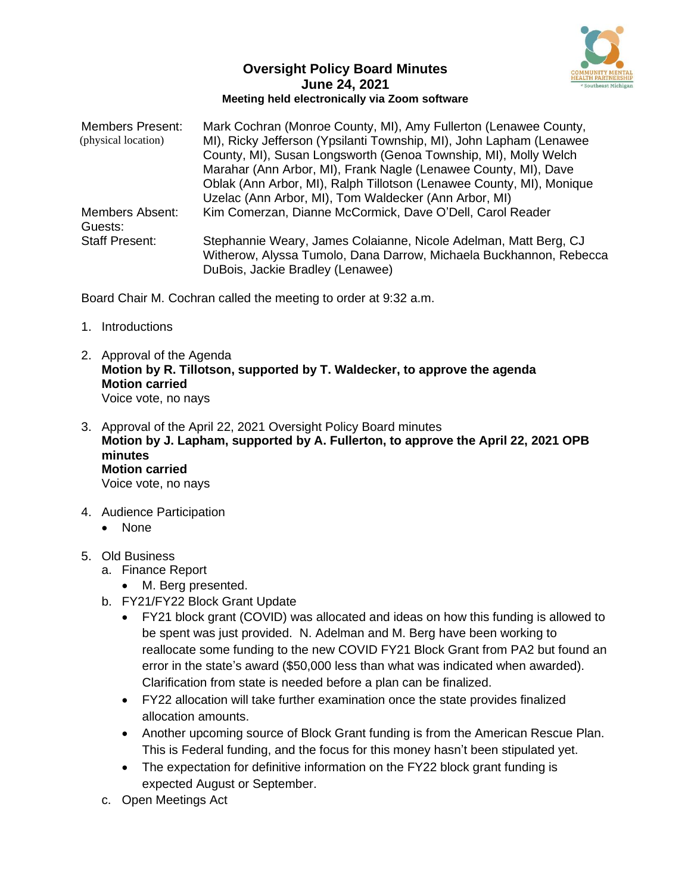# Oversight Policy Board Minutes
## June 24, 2021
### Meeting held electronically via Zoom software

| | |
|---|---|
| Members Present: (physical location) | Mark Cochran (Monroe County, MI), Amy Fullerton (Lenawee County, MI), Ricky Jefferson (Ypsilanti Township, MI), John Lapham (Lenawee County, MI), Susan Longsworth (Genoa Township, MI), Molly Welch Marahar (Ann Arbor, MI), Frank Nagle (Lenawee County, MI), Dave Oblak (Ann Arbor, MI), Ralph Tillotson (Lenawee County, MI), Monique Uzelac (Ann Arbor, MI), Tom Waldecker (Ann Arbor, MI) |
| Members Absent: | Kim Comerzan, Dianne McCormick, Dave O'Dell, Carol Reader |
| Guests: | |
| Staff Present: | Stephannie Weary, James Colaianne, Nicole Adelman, Matt Berg, CJ Witherow, Alyssa Tumolo, Dana Darrow, Michaela Buckhannon, Rebecca DuBois, Jackie Bradley (Lenawee) |

Board Chair M. Cochran called the meeting to order at 9:32 a.m.

1. Introductions

2. Approval of the Agenda
   **Motion by R. Tillotson, supported by T. Waldecker, to approve the agenda**
   **Motion carried**
   Voice vote, no nays

3. Approval of the April 22, 2021 Oversight Policy Board minutes
   **Motion by J. Lapham, supported by A. Fullerton, to approve the April 22, 2021 OPB minutes**
   **Motion carried**
   Voice vote, no nays

4. Audience Participation
   - None

5. Old Business
   a. Finance Report
      - M. Berg presented.

   b. FY21/FY22 Block Grant Update
      - FY21 block grant (COVID) was allocated and ideas on how this funding is allowed to be spent was just provided. N. Adelman and M. Berg have been working to reallocate some funding to the new COVID FY21 Block Grant from PA2 but found an error in the state's award ($50,000 less than what was indicated when awarded). Clarification from state is needed before a plan can be finalized.
      - FY22 allocation will take further examination once the state provides finalized allocation amounts.
      - Another upcoming source of Block Grant funding is from the American Rescue Plan. This is Federal funding, and the focus for this money hasn't been stipulated yet.
      - The expectation for definitive information on the FY22 block grant funding is expected August or September.

   c. Open Meetings Act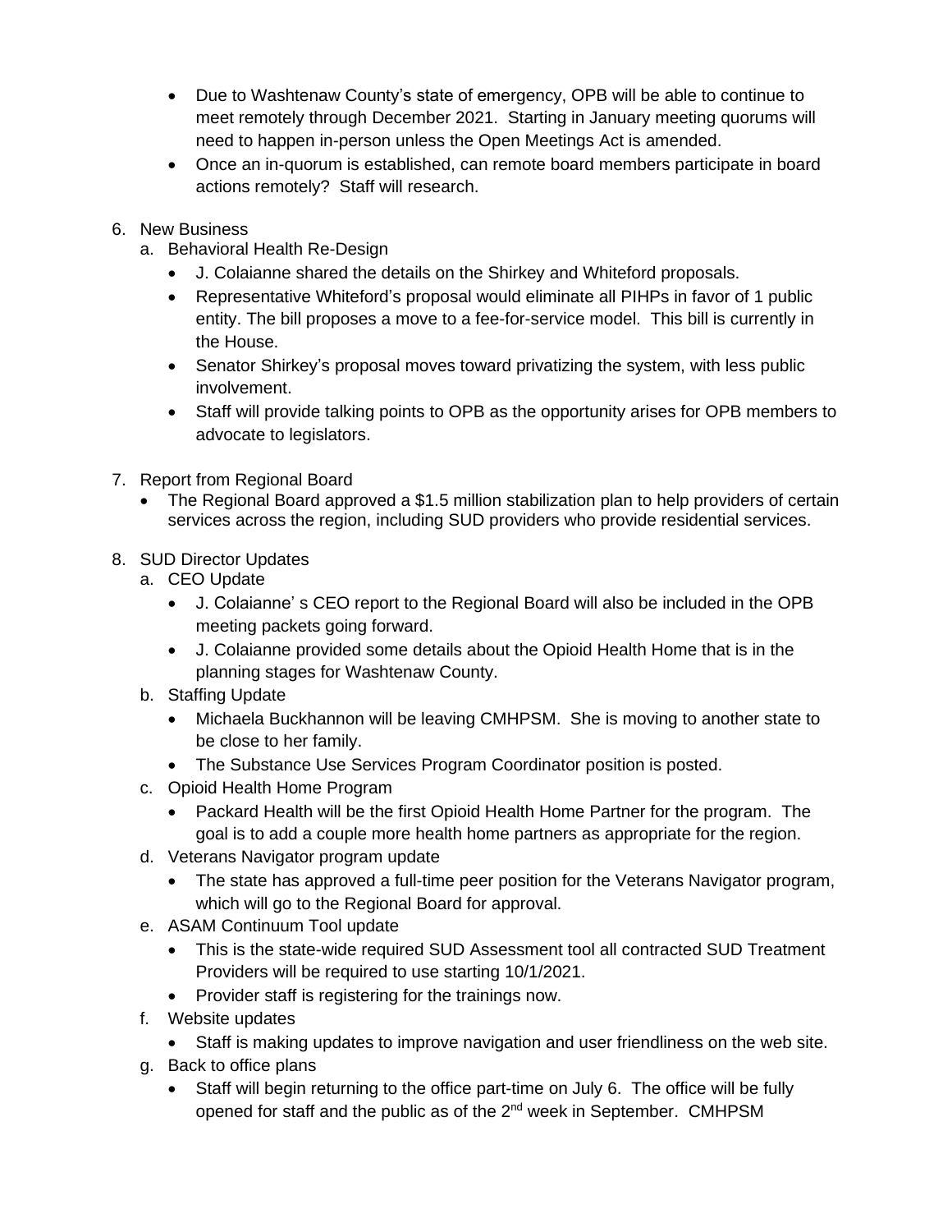- Due to Washtenaw County's state of emergency, OPB will be able to continue to meet remotely through December 2021. Starting in January meeting quorums will need to happen in-person unless the Open Meetings Act is amended.
- Once an in-quorum is established, can remote board members participate in board actions remotely? Staff will research.

6. New Business
   a. Behavioral Health Re-Design
      - J. Colaianne shared the details on the Shirkey and Whiteford proposals.
      - Representative Whiteford's proposal would eliminate all PIHPs in favor of 1 public entity. The bill proposes a move to a fee-for-service model. This bill is currently in the House.
      - Senator Shirkey's proposal moves toward privatizing the system, with less public involvement.
      - Staff will provide talking points to OPB as the opportunity arises for OPB members to advocate to legislators.

7. Report from Regional Board
   - The Regional Board approved a $1.5 million stabilization plan to help providers of certain services across the region, including SUD providers who provide residential services.

8. SUD Director Updates
   a. CEO Update
      - J. Colaianne' s CEO report to the Regional Board will also be included in the OPB meeting packets going forward.
      - J. Colaianne provided some details about the Opioid Health Home that is in the planning stages for Washtenaw County.
   
   b. Staffing Update
      - Michaela Buckhannon will be leaving CMHPSM. She is moving to another state to be close to her family.
      - The Substance Use Services Program Coordinator position is posted.
   
   c. Opioid Health Home Program
      - Packard Health will be the first Opioid Health Home Partner for the program. The goal is to add a couple more health home partners as appropriate for the region.
   
   d. Veterans Navigator program update
      - The state has approved a full-time peer position for the Veterans Navigator program, which will go to the Regional Board for approval.
   
   e. ASAM Continuum Tool update
      - This is the state-wide required SUD Assessment tool all contracted SUD Treatment Providers will be required to use starting 10/1/2021.
      - Provider staff is registering for the trainings now.
   
   f. Website updates
      - Staff is making updates to improve navigation and user friendliness on the web site.
   
   g. Back to office plans
      - Staff will begin returning to the office part-time on July 6. The office will be fully opened for staff and the public as of the 2nd week in September. CMHPSM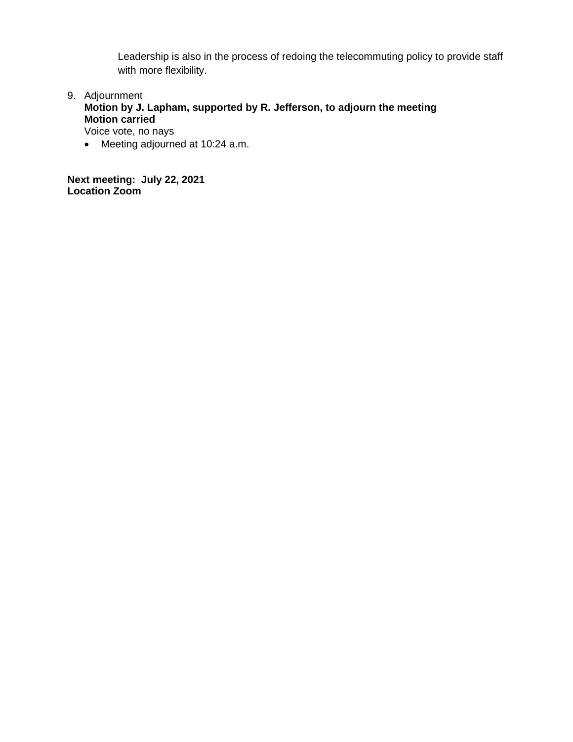Leadership is also in the process of redoing the telecommuting policy to provide staff with more flexibility.

9. Adjournment
   **Motion by J. Lapham, supported by R. Jefferson, to adjourn the meeting**
   **Motion carried**
   Voice vote, no nays
   - Meeting adjourned at 10:24 a.m.

**Next meeting: July 22, 2021**
**Location Zoom**